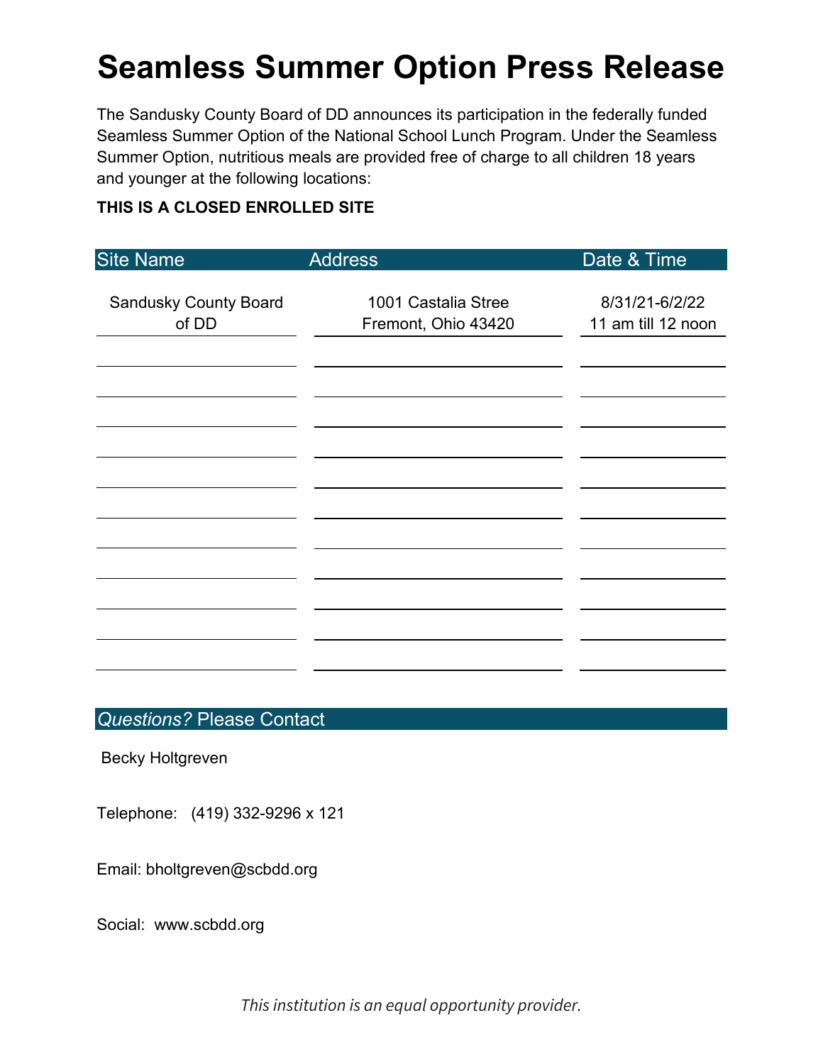# Seamless Summer Option Press Release

The Sandusky County Board of DD announces its participation in the federally funded Seamless Summer Option of the National School Lunch Program. Under the Seamless Summer Option, nutritious meals are provided free of charge to all children 18 years and younger at the following locations:

**THIS IS A CLOSED ENROLLED SITE**

| Site Name | Address | Date & Time |
|---|---|---|
| Sandusky County Board of DD | 1001 Castalia Stree Fremont, Ohio 43420 | 8/31/21-6/2/22 11 am till 12 noon |
| | | |
| | | |
| | | |
| | | |
| | | |
| | | |
| | | |
| | | |
| | | |
| | | |
| | | |

## *Questions?* Please Contact

Becky Holtgreven

Telephone: (419) 332-9296 x 121

Email: bholtgreven@scbdd.org

Social: www.scbdd.org

*This institution is an equal opportunity provider.*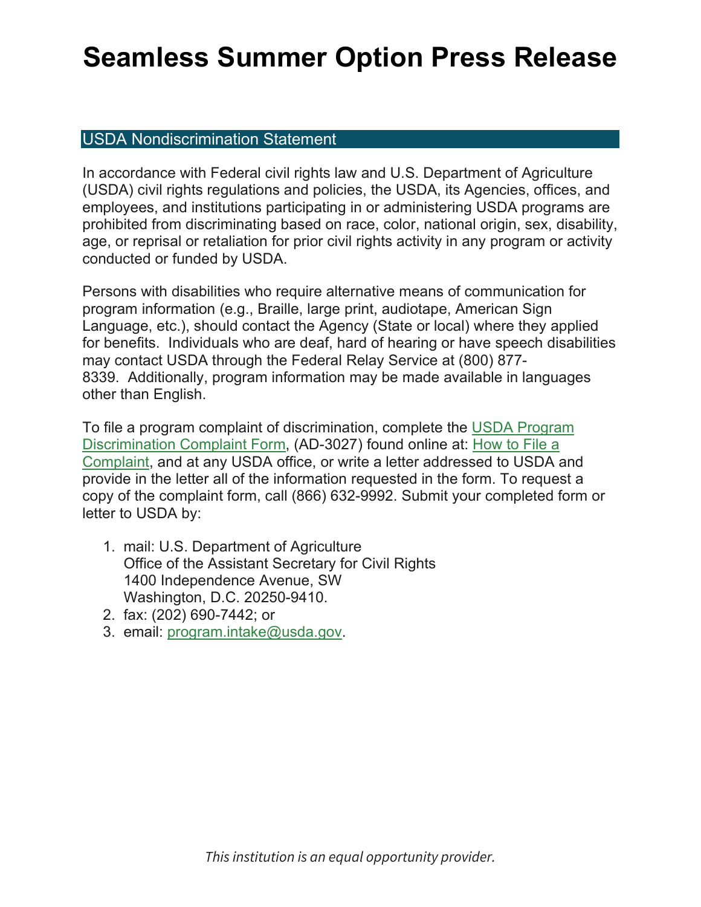# Seamless Summer Option Press Release

## USDA Nondiscrimination Statement

In accordance with Federal civil rights law and U.S. Department of Agriculture (USDA) civil rights regulations and policies, the USDA, its Agencies, offices, and employees, and institutions participating in or administering USDA programs are prohibited from discriminating based on race, color, national origin, sex, disability, age, or reprisal or retaliation for prior civil rights activity in any program or activity conducted or funded by USDA.

Persons with disabilities who require alternative means of communication for program information (e.g., Braille, large print, audiotape, American Sign Language, etc.), should contact the Agency (State or local) where they applied for benefits. Individuals who are deaf, hard of hearing or have speech disabilities may contact USDA through the Federal Relay Service at (800) 877-8339. Additionally, program information may be made available in languages other than English.

To file a program complaint of discrimination, complete the USDA Program Discrimination Complaint Form, (AD-3027) found online at: How to File a Complaint, and at any USDA office, or write a letter addressed to USDA and provide in the letter all of the information requested in the form. To request a copy of the complaint form, call (866) 632-9992. Submit your completed form or letter to USDA by:

1. mail: U.S. Department of Agriculture
   Office of the Assistant Secretary for Civil Rights
   1400 Independence Avenue, SW
   Washington, D.C. 20250-9410.
2. fax: (202) 690-7442; or
3. email: program.intake@usda.gov.

*This institution is an equal opportunity provider.*